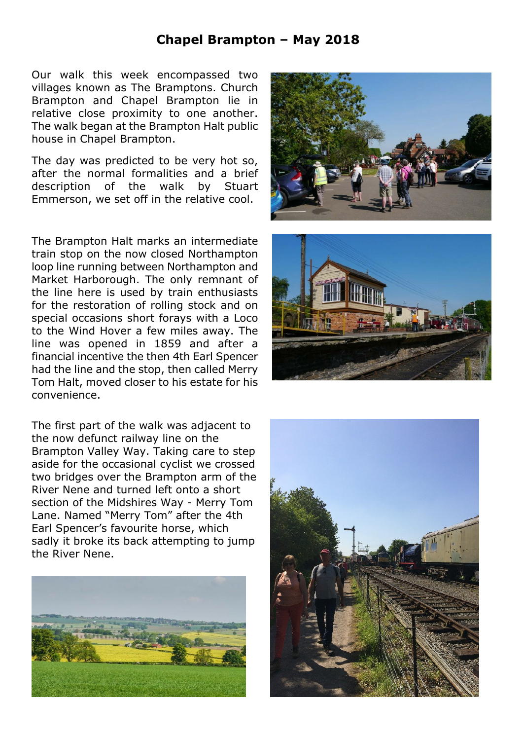# Chapel Brampton – May 2018

Our walk this week encompassed two villages known as The Bramptons. Church Brampton and Chapel Brampton lie in relative close proximity to one another. The walk began at the Brampton Halt public house in Chapel Brampton.

The day was predicted to be very hot so, after the normal formalities and a brief description of the walk by Stuart Emmerson, we set off in the relative cool.

The Brampton Halt marks an intermediate train stop on the now closed Northampton loop line running between Northampton and Market Harborough. The only remnant of the line here is used by train enthusiasts for the restoration of rolling stock and on special occasions short forays with a Loco to the Wind Hover a few miles away. The line was opened in 1859 and after a financial incentive the then 4th Earl Spencer had the line and the stop, then called Merry Tom Halt, moved closer to his estate for his convenience.

The first part of the walk was adjacent to the now defunct railway line on the Brampton Valley Way. Taking care to step aside for the occasional cyclist we crossed two bridges over the Brampton arm of the River Nene and turned left onto a short section of the Midshires Way - Merry Tom Lane. Named "Merry Tom" after the 4th Earl Spencer's favourite horse, which sadly it broke its back attempting to jump the River Nene.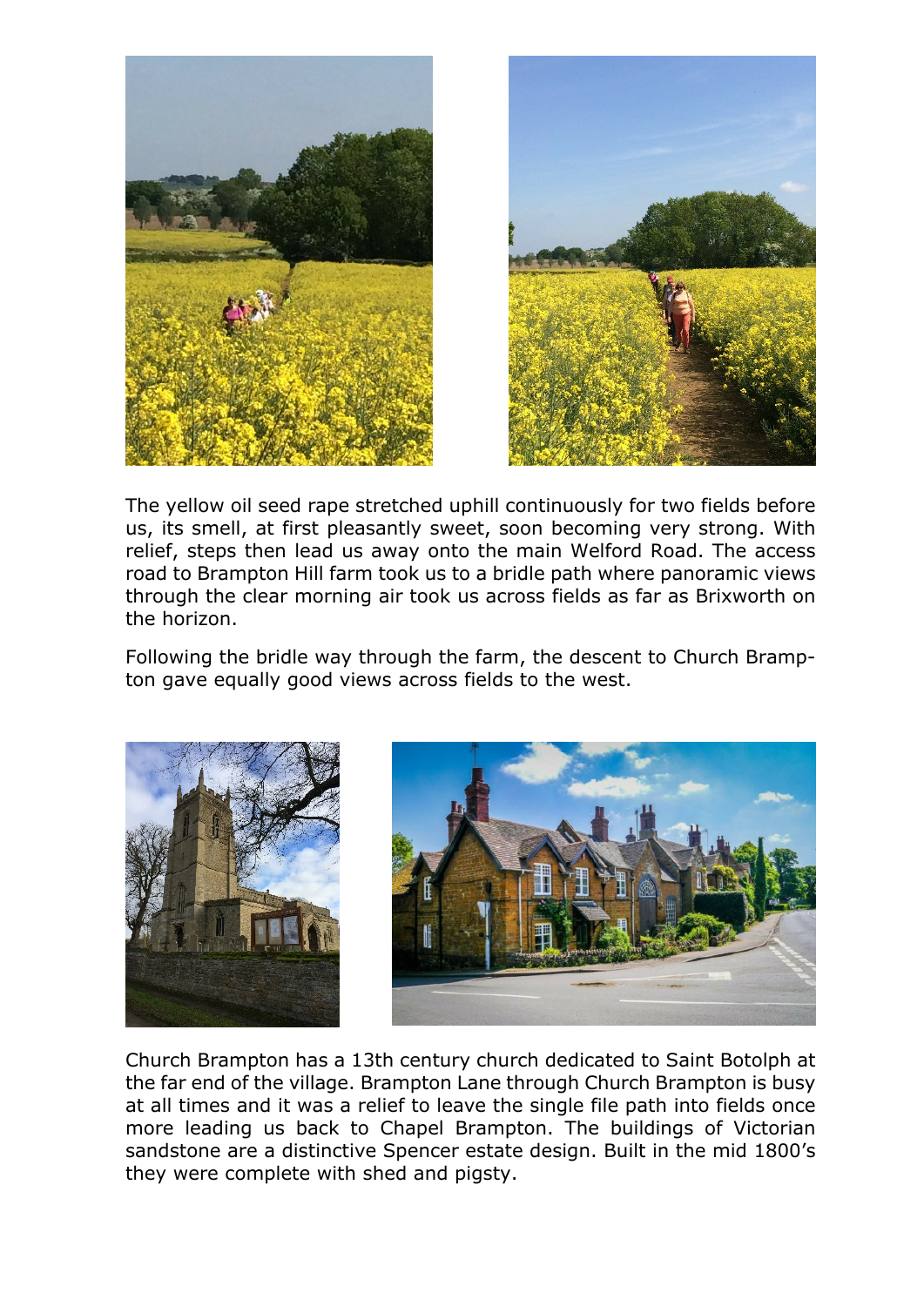The yellow oil seed rape stretched uphill continuously for two fields before us, its smell, at first pleasantly sweet, soon becoming very strong. With relief, steps then lead us away onto the main Welford Road. The access road to Brampton Hill farm took us to a bridle path where panoramic views through the clear morning air took us across fields as far as Brixworth on the horizon.

Following the bridle way through the farm, the descent to Church Brampton gave equally good views across fields to the west.

Church Brampton has a 13th century church dedicated to Saint Botolph at the far end of the village. Brampton Lane through Church Brampton is busy at all times and it was a relief to leave the single file path into fields once more leading us back to Chapel Brampton. The buildings of Victorian sandstone are a distinctive Spencer estate design. Built in the mid 1800's they were complete with shed and pigsty.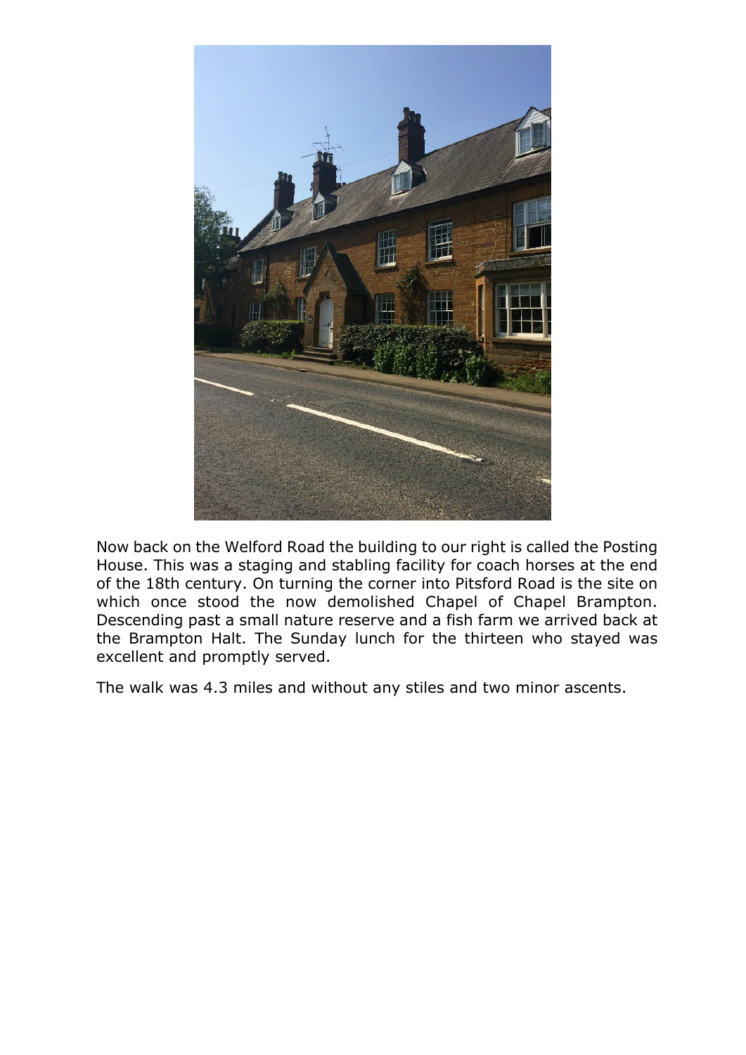Now back on the Welford Road the building to our right is called the Posting House. This was a staging and stabling facility for coach horses at the end of the 18th century. On turning the corner into Pitsford Road is the site on which once stood the now demolished Chapel of Chapel Brampton. Descending past a small nature reserve and a fish farm we arrived back at the Brampton Halt. The Sunday lunch for the thirteen who stayed was excellent and promptly served.

The walk was 4.3 miles and without any stiles and two minor ascents.